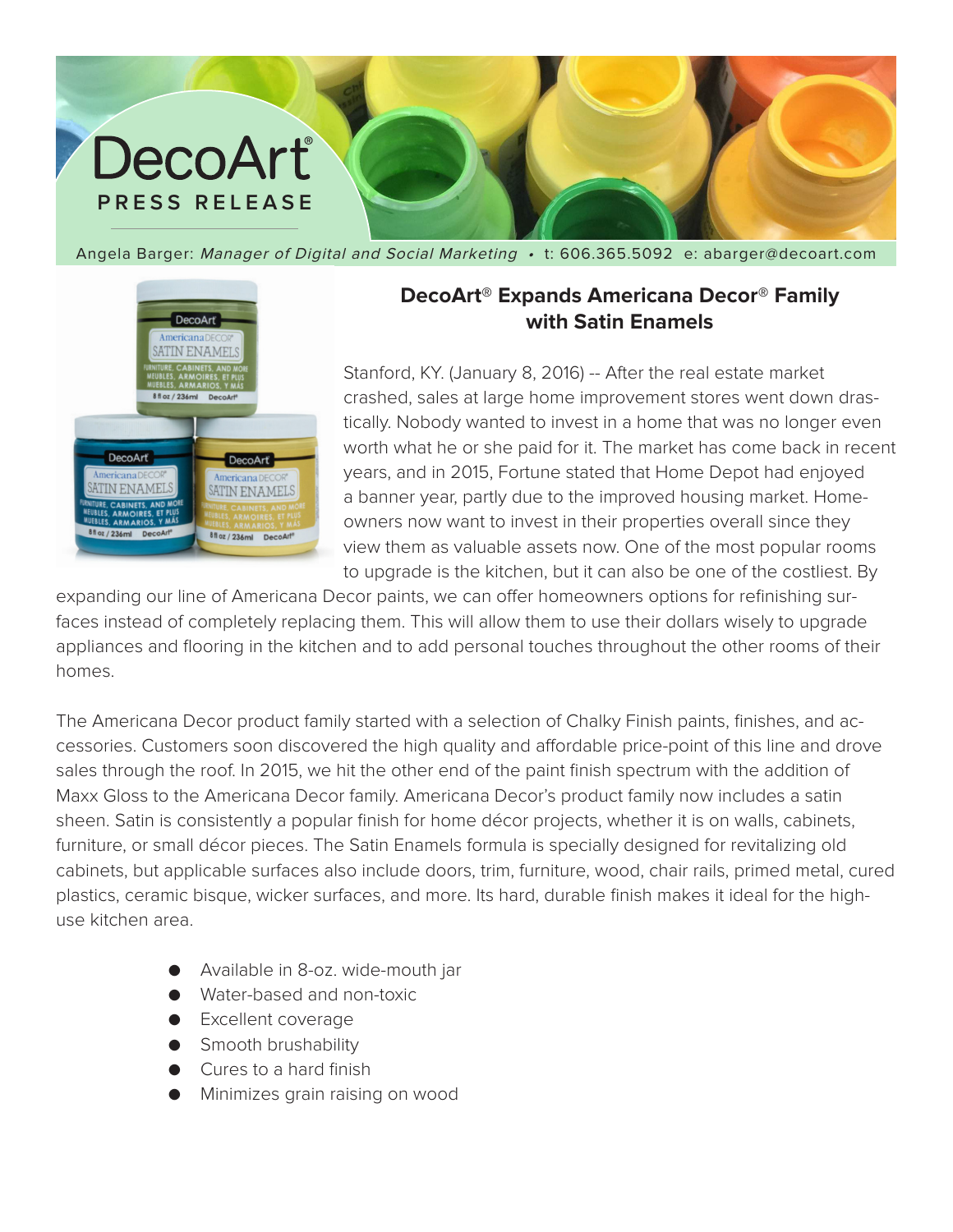DecoArt®

PRESS RELEASE

Angela Barger: *Manager of Digital and Social Marketing* • t: 606.365.5092 e: abarger@decoart.com

## DecoArt® Expands Americana Decor® Family with Satin Enamels

Stanford, KY. (January 8, 2016) -- After the real estate market crashed, sales at large home improvement stores went down drastically. Nobody wanted to invest in a home that was no longer even worth what he or she paid for it. The market has come back in recent years, and in 2015, Fortune stated that Home Depot had enjoyed a banner year, partly due to the improved housing market. Homeowners now want to invest in their properties overall since they view them as valuable assets now. One of the most popular rooms to upgrade is the kitchen, but it can also be one of the costliest. By expanding our line of Americana Decor paints, we can offer homeowners options for refinishing surfaces instead of completely replacing them. This will allow them to use their dollars wisely to upgrade appliances and flooring in the kitchen and to add personal touches throughout the other rooms of their homes.

The Americana Decor product family started with a selection of Chalky Finish paints, finishes, and accessories. Customers soon discovered the high quality and affordable price-point of this line and drove sales through the roof. In 2015, we hit the other end of the paint finish spectrum with the addition of Maxx Gloss to the Americana Decor family. Americana Decor's product family now includes a satin sheen. Satin is consistently a popular finish for home décor projects, whether it is on walls, cabinets, furniture, or small décor pieces. The Satin Enamels formula is specially designed for revitalizing old cabinets, but applicable surfaces also include doors, trim, furniture, wood, chair rails, primed metal, cured plastics, ceramic bisque, wicker surfaces, and more. Its hard, durable finish makes it ideal for the high-use kitchen area.

- Available in 8-oz. wide-mouth jar
- Water-based and non-toxic
- Excellent coverage
- Smooth brushability
- Cures to a hard finish
- Minimizes grain raising on wood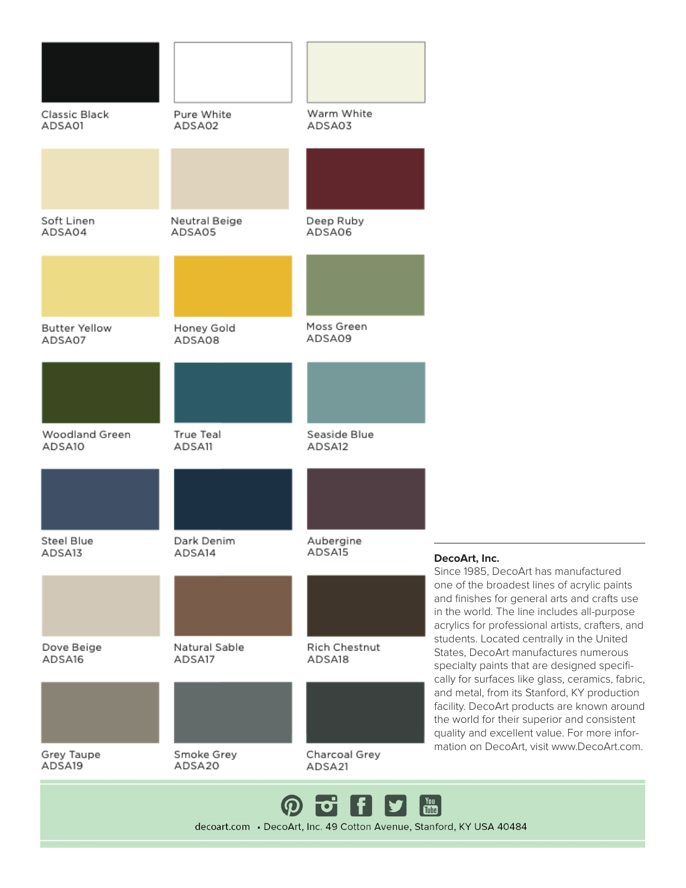Classic Black
ADSA01

Pure White
ADSA02

Warm White
ADSA03

Soft Linen
ADSA04

Neutral Beige
ADSA05

Deep Ruby
ADSA06

Butter Yellow
ADSA07

Honey Gold
ADSA08

Moss Green
ADSA09

Woodland Green
ADSA10

True Teal
ADSA11

Seaside Blue
ADSA12

Steel Blue
ADSA13

Dark Denim
ADSA14

Aubergine
ADSA15

Dove Beige
ADSA16

Natural Sable
ADSA17

Rich Chestnut
ADSA18

Grey Taupe
ADSA19

Smoke Grey
ADSA20

Charcoal Grey
ADSA21

**DecoArt, Inc.**
Since 1985, DecoArt has manufactured one of the broadest lines of acrylic paints and finishes for general arts and crafts use in the world. The line includes all-purpose acrylics for professional artists, crafters, and students. Located centrally in the United States, DecoArt manufactures numerous specialty paints that are designed specifically for surfaces like glass, ceramics, fabric, and metal, from its Stanford, KY production facility. DecoArt products are known around the world for their superior and consistent quality and excellent value. For more information on DecoArt, visit www.DecoArt.com.

decoart.com • DecoArt, Inc. 49 Cotton Avenue, Stanford, KY USA 40484